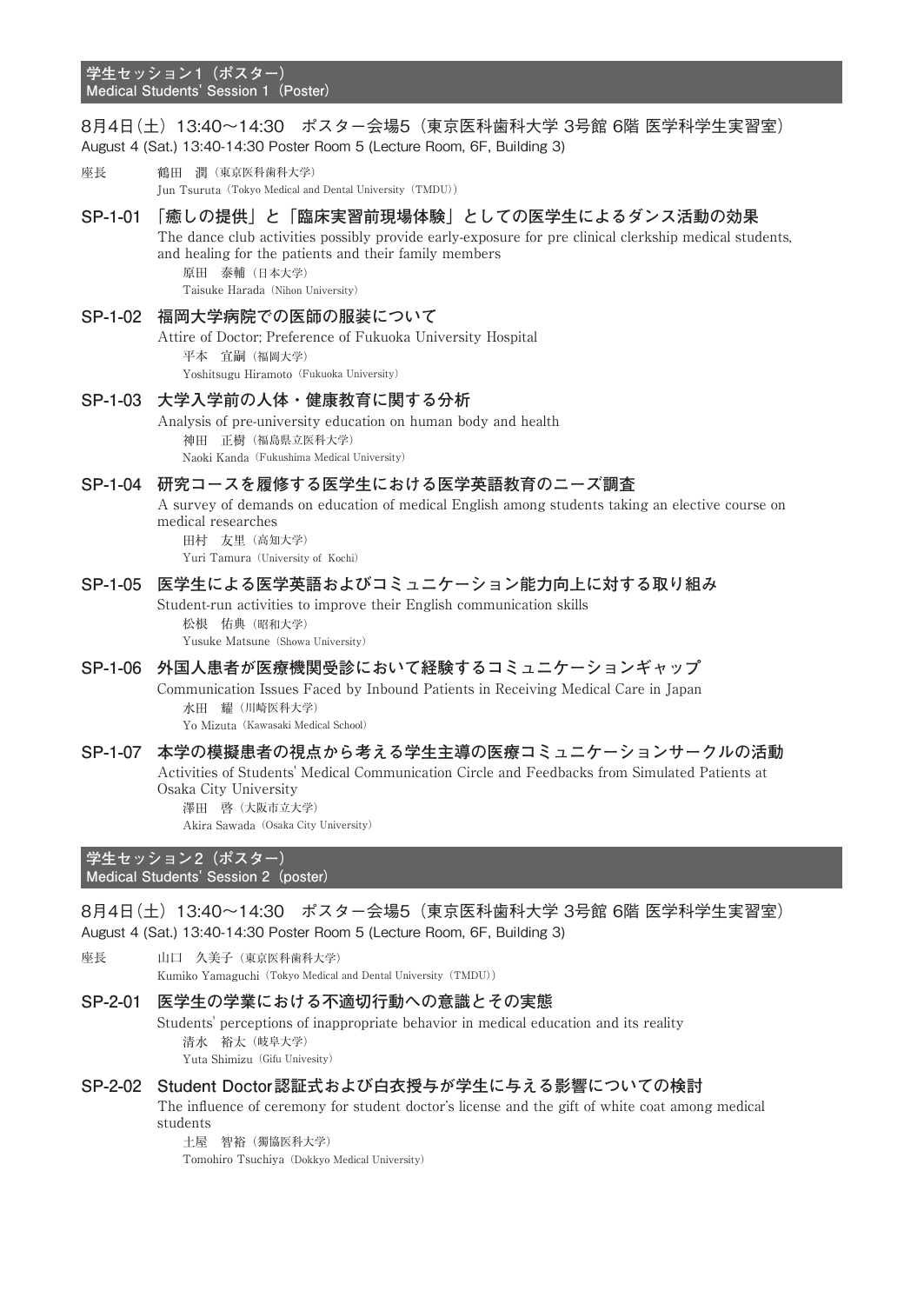## 学生セッション1（ポスター）
## Medical Students' Session 1（Poster）

8月4日（土）13:40～14:30　ポスター会場5（東京医科歯科大学 3号館 6階 医学科学生実習室）
August 4 (Sat.) 13:40-14:30 Poster Room 5 (Lecture Room, 6F, Building 3)

座長　鶴田　潤（東京医科歯科大学）
Jun Tsuruta（Tokyo Medical and Dental University（TMDU））

### SP-1-01 「癒しの提供」と「臨床実習前現場体験」としての医学生によるダンス活動の効果

The dance club activities possibly provide early-exposure for pre clinical clerkship medical students, and healing for the patients and their family members

原田　泰輔（日本大学）
Taisuke Harada（Nihon University）

### SP-1-02 福岡大学病院での医師の服装について

Attire of Doctor; Preference of Fukuoka University Hospital

平本　宜嗣（福岡大学）
Yoshitsugu Hiramoto（Fukuoka University）

### SP-1-03 大学入学前の人体・健康教育に関する分析

Analysis of pre-university education on human body and health

神田　正樹（福島県立医科大学）
Naoki Kanda（Fukushima Medical University）

### SP-1-04 研究コースを履修する医学生における医学英語教育のニーズ調査

A survey of demands on education of medical English among students taking an elective course on medical researches

田村　友里（高知大学）
Yuri Tamura（University of Kochi）

### SP-1-05 医学生による医学英語およびコミュニケーション能力向上に対する取り組み

Student-run activities to improve their English communication skills

松根　佑典（昭和大学）
Yusuke Matsune（Showa University）

### SP-1-06 外国人患者が医療機関受診において経験するコミュニケーションギャップ

Communication Issues Faced by Inbound Patients in Receiving Medical Care in Japan

水田　耀（川崎医科大学）
Yo Mizuta（Kawasaki Medical School）

### SP-1-07 本学の模擬患者の視点から考える学生主導の医療コミュニケーションサークルの活動

Activities of Students' Medical Communication Circle and Feedbacks from Simulated Patients at Osaka City University

澤田　啓（大阪市立大学）
Akira Sawada（Osaka City University）

## 学生セッション2（ポスター）
## Medical Students' Session 2（poster）

8月4日（土）13:40～14:30　ポスター会場5（東京医科歯科大学 3号館 6階 医学科学生実習室）
August 4 (Sat.) 13:40-14:30 Poster Room 5 (Lecture Room, 6F, Building 3)

座長　山口　久美子（東京医科歯科大学）
Kumiko Yamaguchi（Tokyo Medical and Dental University（TMDU））

### SP-2-01 医学生の学業における不適切行動への意識とその実態

Students' perceptions of inappropriate behavior in medical education and its reality

清水　裕太（岐阜大学）
Yuta Shimizu（Gifu Univesity）

### SP-2-02 Student Doctor認証式および白衣授与が学生に与える影響についての検討

The influence of ceremony for student doctor's license and the gift of white coat among medical students

土屋　智裕（獨協医科大学）
Tomohiro Tsuchiya（Dokkyo Medical University）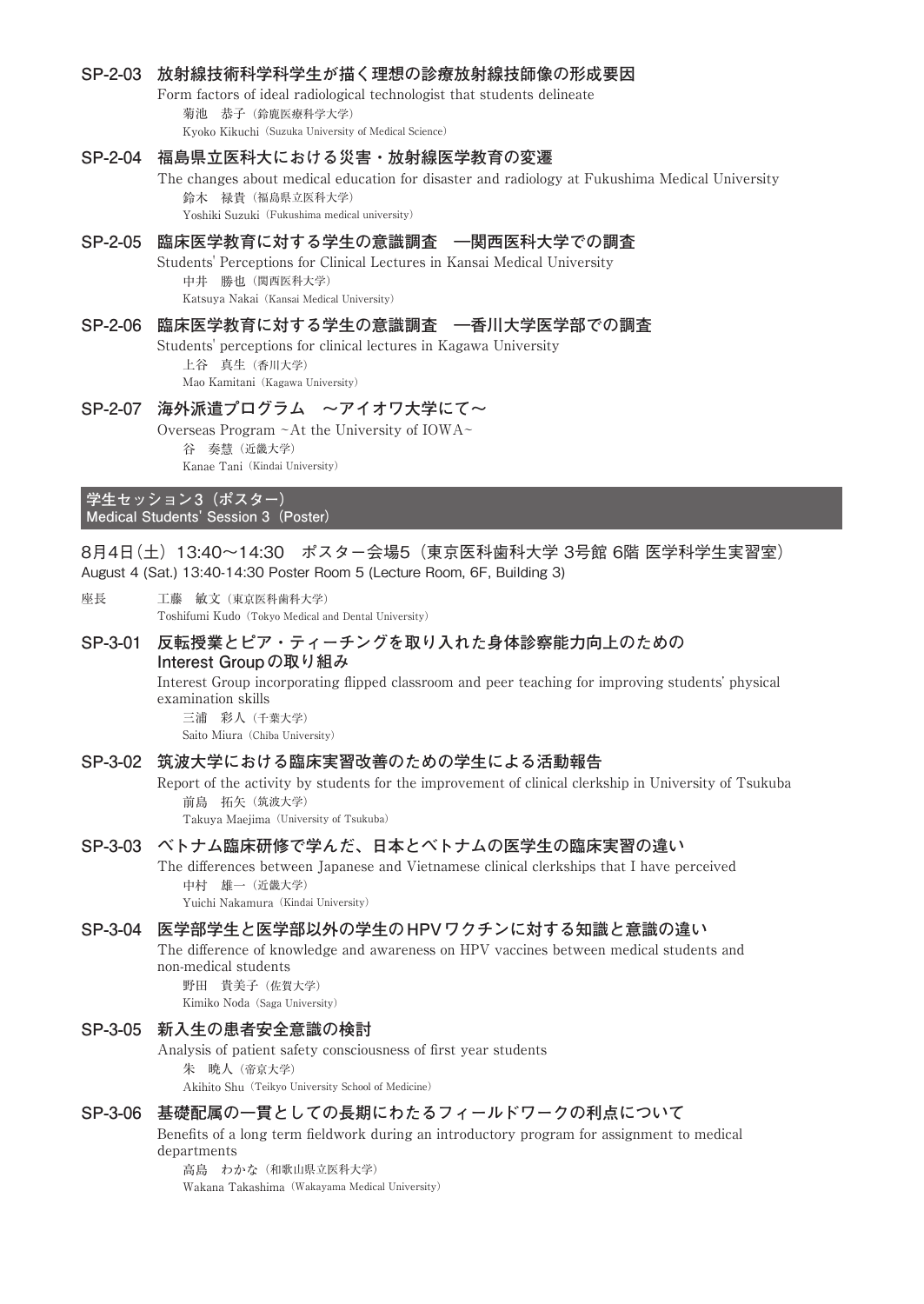### SP-2-03　放射線技術科学科学生が描く理想の診療放射線技師像の形成要因

Form factors of ideal radiological technologist that students delineate

菊池　恭子（鈴鹿医療科学大学）

Kyoko Kikuchi（Suzuka University of Medical Science）

### SP-2-04　福島県立医科大における災害・放射線医学教育の変遷

The changes about medical education for disaster and radiology at Fukushima Medical University

鈴木　禄貴（福島県立医科大学）

Yoshiki Suzuki（Fukushima medical university）

### SP-2-05　臨床医学教育に対する学生の意識調査　―関西医科大学での調査

Students' Perceptions for Clinical Lectures in Kansai Medical University

中井　勝也（関西医科大学）

Katsuya Nakai（Kansai Medical University）

### SP-2-06　臨床医学教育に対する学生の意識調査　―香川大学医学部での調査

Students' perceptions for clinical lectures in Kagawa University

上谷　真生（香川大学）

Mao Kamitani（Kagawa University）

### SP-2-07　海外派遣プログラム　～アイオワ大学にて～

Overseas Program ~At the University of IOWA~

谷　奏慧（近畿大学）

Kanae Tani（Kindai University）

## 学生セッション3（ポスター）
## Medical Students' Session 3（Poster）

8月4日（土）13:40～14:30　ポスター会場5（東京医科歯科大学 3号館 6階 医学科学生実習室）

August 4 (Sat.) 13:40-14:30 Poster Room 5 (Lecture Room, 6F, Building 3)

座長　工藤　敏文（東京医科歯科大学）

Toshifumi Kudo（Tokyo Medical and Dental University）

### SP-3-01　反転授業とピア・ティーチングを取り入れた身体診察能力向上のための Interest Groupの取り組み

Interest Group incorporating flipped classroom and peer teaching for improving students' physical examination skills

三浦　彩人（千葉大学）

Saito Miura（Chiba University）

### SP-3-02　筑波大学における臨床実習改善のための学生による活動報告

Report of the activity by students for the improvement of clinical clerkship in University of Tsukuba

前島　拓矢（筑波大学）

Takuya Maejima（University of Tsukuba）

### SP-3-03　ベトナム臨床研修で学んだ、日本とベトナムの医学生の臨床実習の違い

The differences between Japanese and Vietnamese clinical clerkships that I have perceived

中村　雄一（近畿大学）

Yuichi Nakamura（Kindai University）

### SP-3-04　医学部学生と医学部以外の学生のHPVワクチンに対する知識と意識の違い

The difference of knowledge and awareness on HPV vaccines between medical students and non-medical students

野田　貴美子（佐賀大学）

Kimiko Noda（Saga University）

### SP-3-05　新入生の患者安全意識の検討

Analysis of patient safety consciousness of first year students

朱　暁人（帝京大学）

Akihito Shu（Teikyo University School of Medicine）

### SP-3-06　基礎配属の一貫としての長期にわたるフィールドワークの利点について

Benefits of a long term fieldwork during an introductory program for assignment to medical departments

高島　わかな（和歌山県立医科大学）

Wakana Takashima（Wakayama Medical University）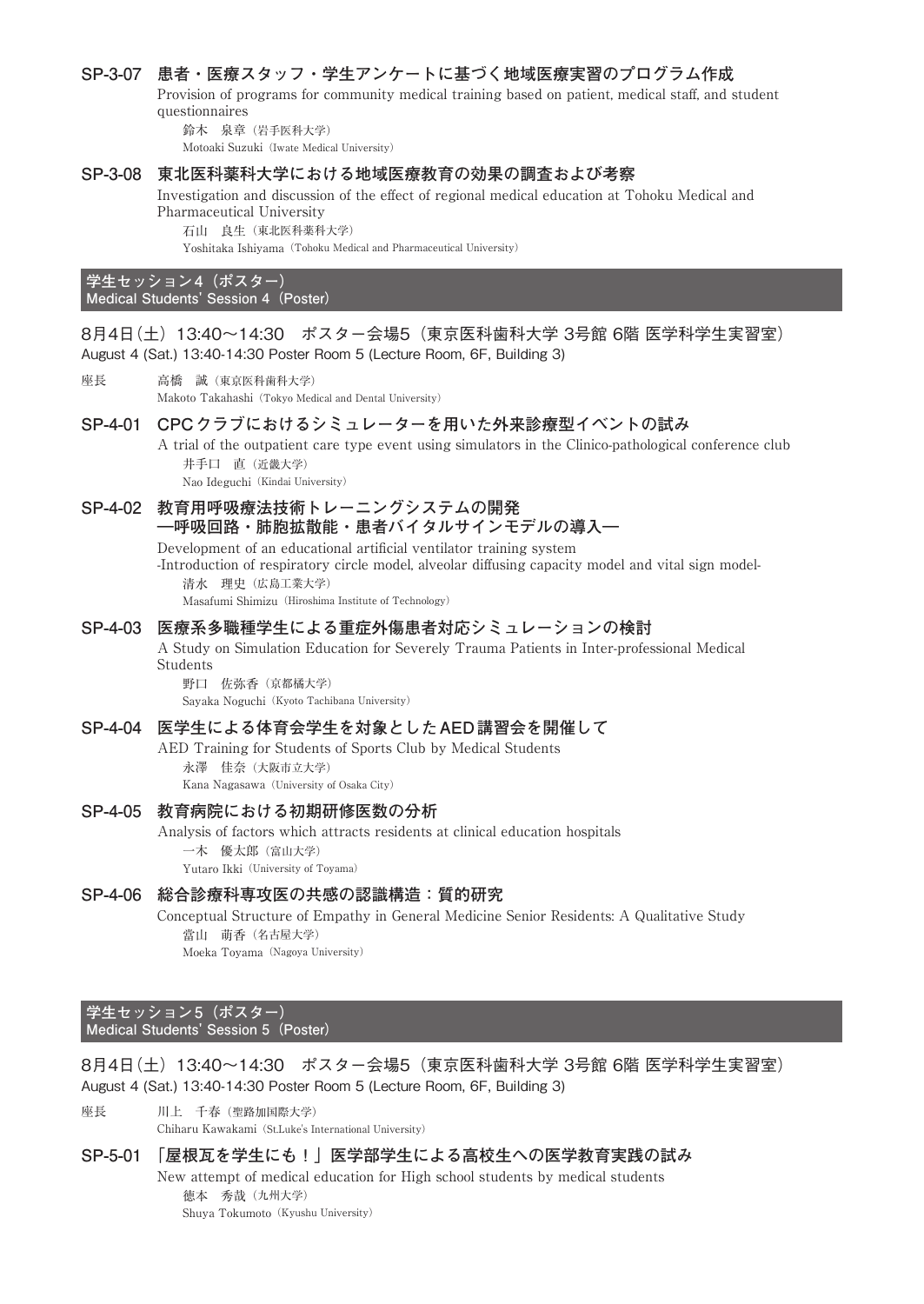**SP-3-07 患者・医療スタッフ・学生アンケートに基づく地域医療実習のプログラム作成**

Provision of programs for community medical training based on patient, medical staff, and student questionnaires

鈴木　泉章（岩手医科大学）
Motoaki Suzuki（Iwate Medical University）

**SP-3-08 東北医科薬科大学における地域医療教育の効果の調査および考察**

Investigation and discussion of the effect of regional medical education at Tohoku Medical and Pharmaceutical University

石山　良生（東北医科薬科大学）
Yoshitaka Ishiyama（Tohoku Medical and Pharmaceutical University）

## 学生セッション4（ポスター）
## Medical Students' Session 4（Poster）

8月4日（土）13:40〜14:30　ポスター会場5（東京医科歯科大学 3号館 6階 医学科学生実習室）
August 4 (Sat.) 13:40-14:30 Poster Room 5 (Lecture Room, 6F, Building 3)

座長　高橋　誠（東京医科歯科大学）
Makoto Takahashi（Tokyo Medical and Dental University）

**SP-4-01 CPCクラブにおけるシミュレーターを用いた外来診療型イベントの試み**

A trial of the outpatient care type event using simulators in the Clinico-pathological conference club

井手口　直（近畿大学）
Nao Ideguchi（Kindai University）

**SP-4-02 教育用呼吸療法技術トレーニングシステムの開発**
**―呼吸回路・肺胞拡散能・患者バイタルサインモデルの導入―**

Development of an educational artificial ventilator training system
-Introduction of respiratory circle model, alveolar diffusing capacity model and vital sign model-

清水　理史（広島工業大学）
Masafumi Shimizu（Hiroshima Institute of Technology）

**SP-4-03 医療系多職種学生による重症外傷患者対応シミュレーションの検討**

A Study on Simulation Education for Severely Trauma Patients in Inter-professional Medical Students

野口　佐弥香（京都橘大学）
Sayaka Noguchi（Kyoto Tachibana University）

**SP-4-04 医学生による体育会学生を対象としたAED講習会を開催して**

AED Training for Students of Sports Club by Medical Students

永澤　佳奈（大阪市立大学）
Kana Nagasawa（University of Osaka City）

**SP-4-05 教育病院における初期研修医数の分析**

Analysis of factors which attracts residents at clinical education hospitals

一木　優太郎（富山大学）
Yutaro Ikki（University of Toyama）

**SP-4-06 総合診療科専攻医の共感の認識構造：質的研究**

Conceptual Structure of Empathy in General Medicine Senior Residents: A Qualitative Study

當山　萌香（名古屋大学）
Moeka Toyama（Nagoya University）

## 学生セッション5（ポスター）
## Medical Students' Session 5（Poster）

8月4日（土）13:40〜14:30　ポスター会場5（東京医科歯科大学 3号館 6階 医学科学生実習室）
August 4 (Sat.) 13:40-14:30 Poster Room 5 (Lecture Room, 6F, Building 3)

座長　川上　千春（聖路加国際大学）
Chiharu Kawakami（St.Luke's International University）

**SP-5-01 「屋根瓦を学生にも！」医学部学生による高校生への医学教育実践の試み**

New attempt of medical education for High school students by medical students

德本　秀哉（九州大学）
Shuya Tokumoto（Kyushu University）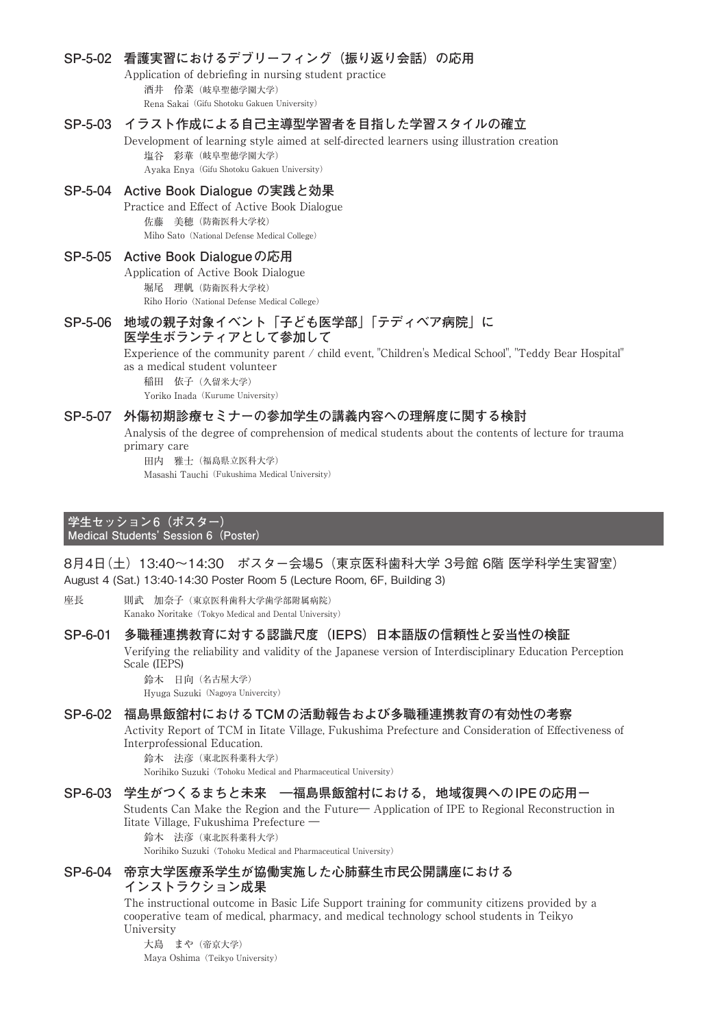### SP-5-02 看護実習におけるデブリーフィング（振り返り会話）の応用

Application of debriefing in nursing student practice

酒井　伶菜（岐阜聖徳学園大学）
Rena Sakai（Gifu Shotoku Gakuen University）

### SP-5-03 イラスト作成による自己主導型学習者を目指した学習スタイルの確立

Development of learning style aimed at self-directed learners using illustration creation

塩谷　彩華（岐阜聖徳学園大学）
Ayaka Enya（Gifu Shotoku Gakuen University）

### SP-5-04 Active Book Dialogue の実践と効果

Practice and Effect of Active Book Dialogue

佐藤　美穂（防衛医科大学校）
Miho Sato（National Defense Medical College）

### SP-5-05 Active Book Dialogueの応用

Application of Active Book Dialogue

堀尾　理帆（防衛医科大学校）
Riho Horio（National Defense Medical College）

### SP-5-06 地域の親子対象イベント「子ども医学部」「テディベア病院」に医学生ボランティアとして参加して

Experience of the community parent / child event, "Children's Medical School", "Teddy Bear Hospital" as a medical student volunteer

稲田　依子（久留米大学）
Yoriko Inada（Kurume University）

### SP-5-07 外傷初期診療セミナーの参加学生の講義内容への理解度に関する検討

Analysis of the degree of comprehension of medical students about the contents of lecture for trauma primary care

田内　雅士（福島県立医科大学）
Masashi Tauchi（Fukushima Medical University）

## 学生セッション6（ポスター）
## Medical Students' Session 6（Poster）

8月4日（土）13:40～14:30　ポスター会場5（東京医科歯科大学 3号館 6階 医学科学生実習室）
August 4 (Sat.) 13:40-14:30 Poster Room 5 (Lecture Room, 6F, Building 3)

座長　則武　加奈子（東京医科歯科大学歯学部附属病院）
Kanako Noritake（Tokyo Medical and Dental University）

### SP-6-01 多職種連携教育に対する認識尺度（IEPS）日本語版の信頼性と妥当性の検証

Verifying the reliability and validity of the Japanese version of Interdisciplinary Education Perception Scale (IEPS)

鈴木　日向（名古屋大学）
Hyuga Suzuki（Nagoya Univercity）

### SP-6-02 福島県飯舘村におけるTCMの活動報告および多職種連携教育の有効性の考察

Activity Report of TCM in Iitate Village, Fukushima Prefecture and Consideration of Effectiveness of Interprofessional Education.

鈴木　法彦（東北医科薬科大学）
Norihiko Suzuki（Tohoku Medical and Pharmaceutical University）

### SP-6-03 学生がつくるまちと未来　―福島県飯舘村における，地域復興へのIPEの応用－

Students Can Make the Region and the Future― Application of IPE to Regional Reconstruction in Iitate Village, Fukushima Prefecture ―

鈴木　法彦（東北医科薬科大学）
Norihiko Suzuki（Tohoku Medical and Pharmaceutical University）

### SP-6-04 帝京大学医療系学生が協働実施した心肺蘇生市民公開講座におけるインストラクション成果

The instructional outcome in Basic Life Support training for community citizens provided by a cooperative team of medical, pharmacy, and medical technology school students in Teikyo University

大島　まや（帝京大学）
Maya Oshima（Teikyo University）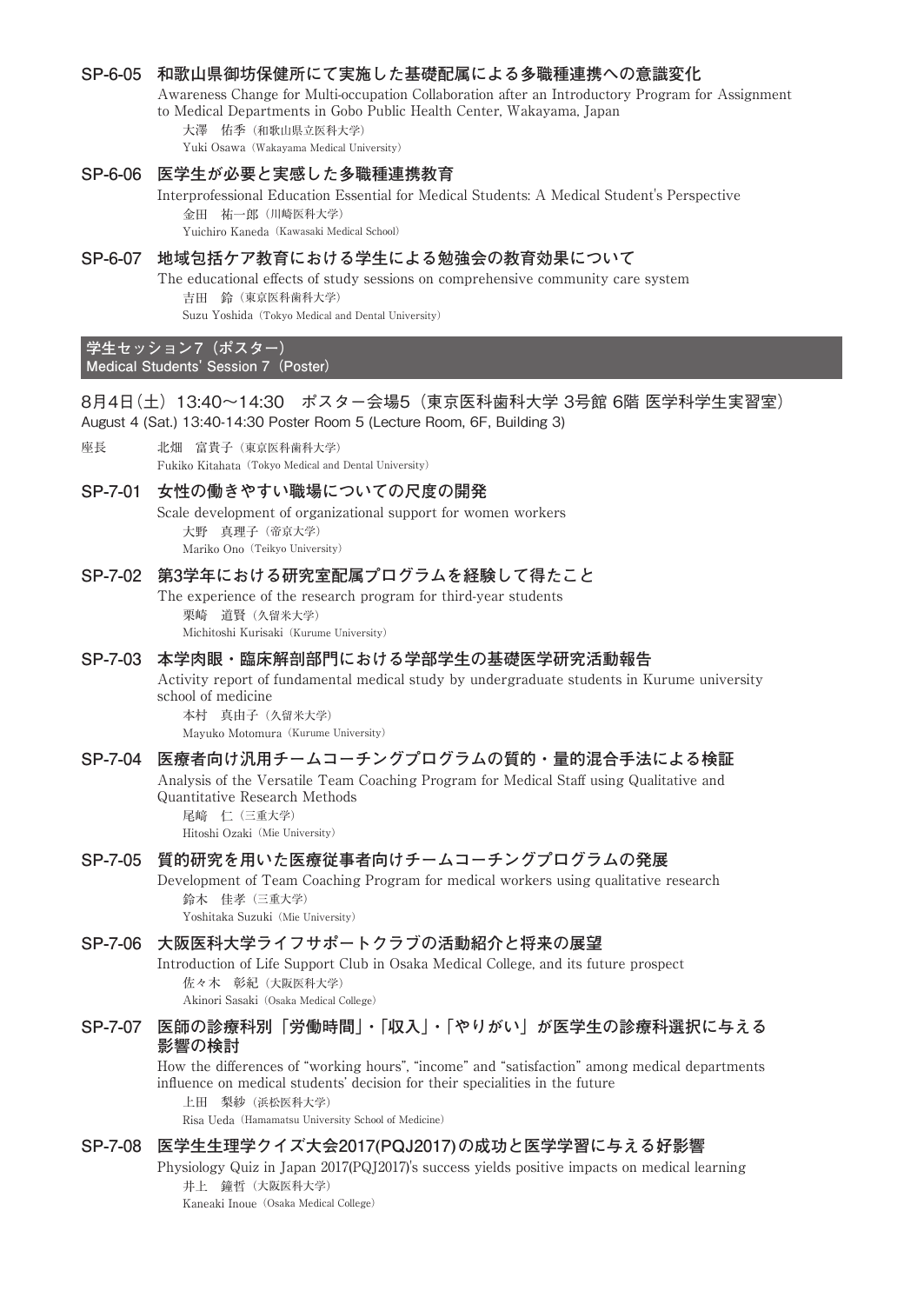### SP-6-05　和歌山県御坊保健所にて実施した基礎配属による多職種連携への意識変化

Awareness Change for Multi-occupation Collaboration after an Introductory Program for Assignment to Medical Departments in Gobo Public Health Center, Wakayama, Japan

大澤　佑季（和歌山県立医科大学）
Yuki Osawa（Wakayama Medical University）

### SP-6-06　医学生が必要と実感した多職種連携教育

Interprofessional Education Essential for Medical Students: A Medical Student's Perspective

金田　祐一郎（川崎医科大学）
Yuichiro Kaneda（Kawasaki Medical School）

### SP-6-07　地域包括ケア教育における学生による勉強会の教育効果について

The educational effects of study sessions on comprehensive community care system

吉田　鈴（東京医科歯科大学）
Suzu Yoshida（Tokyo Medical and Dental University）

## 学生セッション7（ポスター）
## Medical Students' Session 7（Poster）

8月4日（土）13:40～14:30　ポスター会場5（東京医科歯科大学 3号館 6階 医学科学生実習室）
August 4 (Sat.) 13:40-14:30 Poster Room 5 (Lecture Room, 6F, Building 3)

座長　北畑　富貴子（東京医科歯科大学）
Fukiko Kitahata（Tokyo Medical and Dental University）

### SP-7-01　女性の働きやすい職場についての尺度の開発

Scale development of organizational support for women workers

大野　真理子（帝京大学）
Mariko Ono（Teikyo University）

### SP-7-02　第3学年における研究室配属プログラムを経験して得たこと

The experience of the research program for third-year students

栗崎　道賢（久留米大学）
Michitoshi Kurisaki（Kurume University）

### SP-7-03　本学肉眼・臨床解剖部門における学部学生の基礎医学研究活動報告

Activity report of fundamental medical study by undergraduate students in Kurume university school of medicine

本村　真由子（久留米大学）
Mayuko Motomura（Kurume University）

### SP-7-04　医療者向け汎用チームコーチングプログラムの質的・量的混合手法による検証

Analysis of the Versatile Team Coaching Program for Medical Staff using Qualitative and Quantitative Research Methods

尾﨑　仁（三重大学）
Hitoshi Ozaki（Mie University）

### SP-7-05　質的研究を用いた医療従事者向けチームコーチングプログラムの発展

Development of Team Coaching Program for medical workers using qualitative research

鈴木　佳孝（三重大学）
Yoshitaka Suzuki（Mie University）

### SP-7-06　大阪医科大学ライフサポートクラブの活動紹介と将来の展望

Introduction of Life Support Club in Osaka Medical College, and its future prospect

佐々木　彰紀（大阪医科大学）
Akinori Sasaki（Osaka Medical College）

### SP-7-07　医師の診療科別「労働時間」・「収入」・「やりがい」が医学生の診療科選択に与える影響の検討

How the differences of "working hours", "income" and "satisfaction" among medical departments influence on medical students' decision for their specialities in the future

上田　梨紗（浜松医科大学）
Risa Ueda（Hamamatsu University School of Medicine）

### SP-7-08　医学生生理学クイズ大会2017(PQJ2017)の成功と医学学習に与える好影響

Physiology Quiz in Japan 2017(PQJ2017)'s success yields positive impacts on medical learning

井上　鐘哲（大阪医科大学）
Kaneaki Inoue（Osaka Medical College）